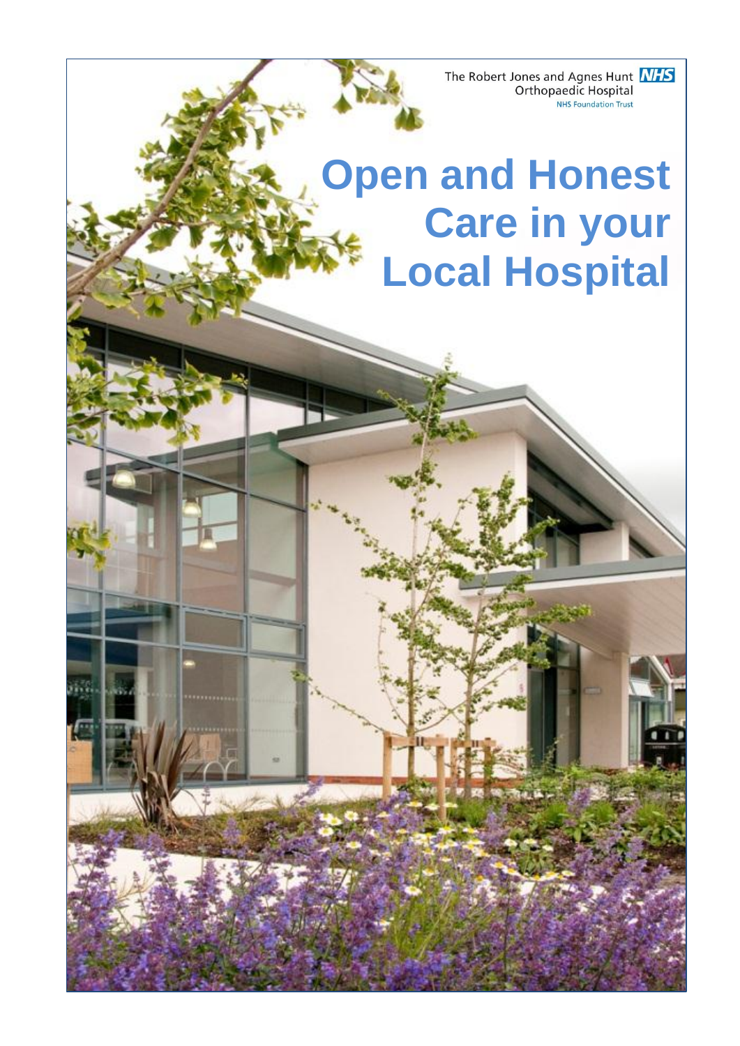The Robert Jones and Agnes Hunt NHS Orthopaedic Hospital
NHS Foundation Trust

# Open and Honest Care in your Local Hospital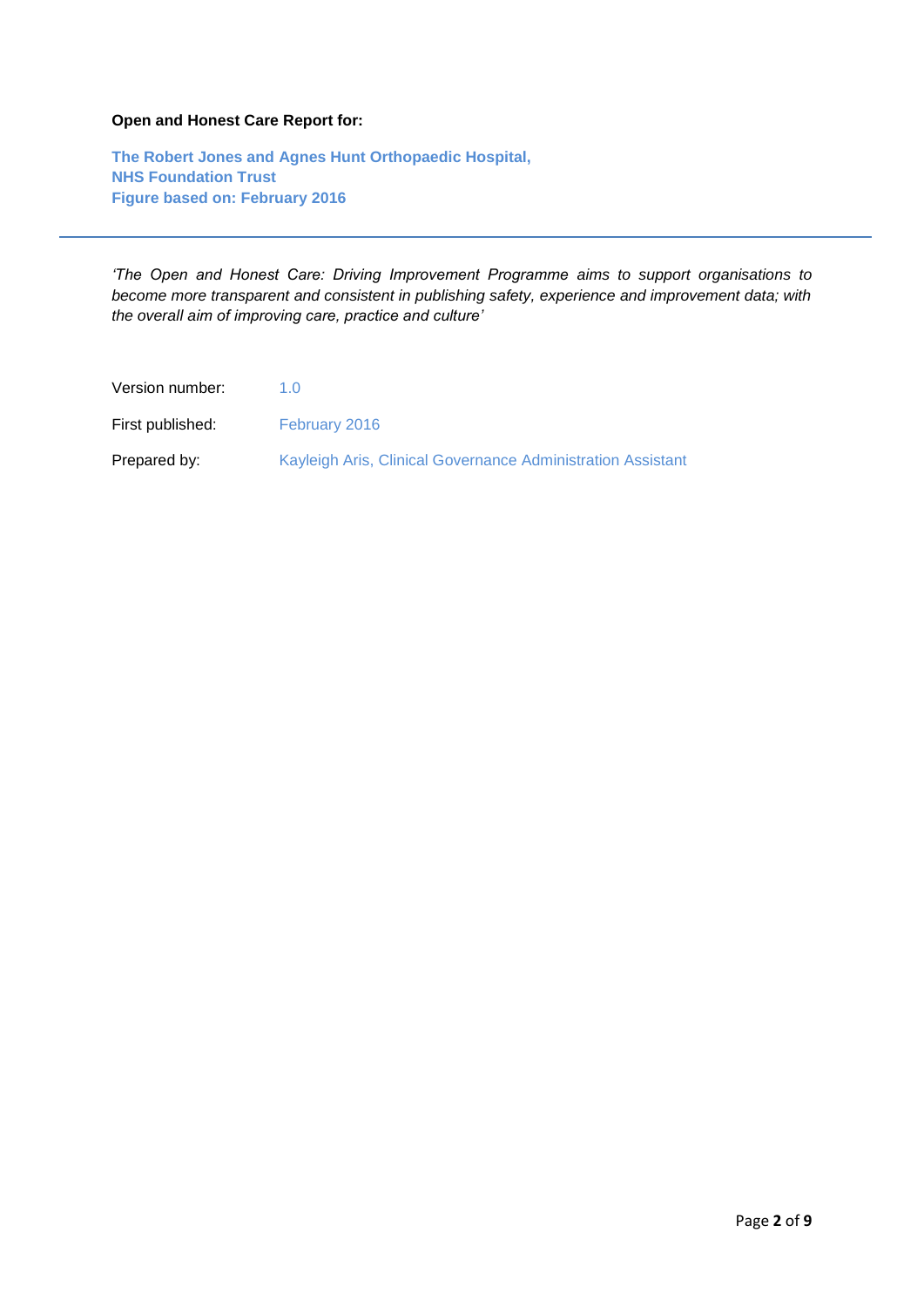**Open and Honest Care Report for:**

**The Robert Jones and Agnes Hunt Orthopaedic Hospital,
NHS Foundation Trust
Figure based on: February 2016**

---

*'The Open and Honest Care: Driving Improvement Programme aims to support organisations to become more transparent and consistent in publishing safety, experience and improvement data; with the overall aim of improving care, practice and culture'*

Version number: 1.0

First published: February 2016

Prepared by: Kayleigh Aris, Clinical Governance Administration Assistant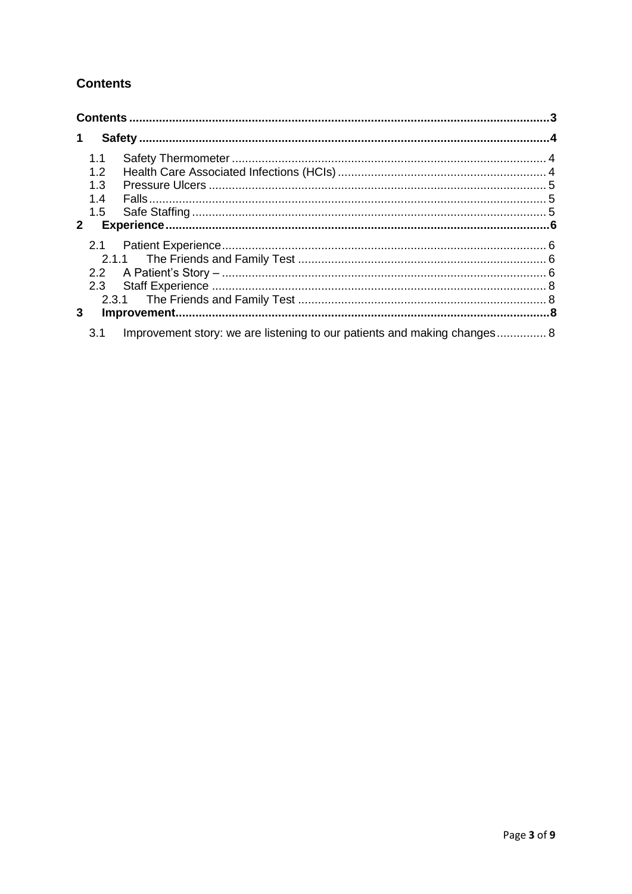## Contents

Contents ... 3

1 Safety ... 4

- 1.1 Safety Thermometer ... 4
- 1.2 Health Care Associated Infections (HCIs) ... 4
- 1.3 Pressure Ulcers ... 5
- 1.4 Falls ... 5
- 1.5 Safe Staffing ... 5

2 Experience ... 6

- 2.1 Patient Experience ... 6
  - 2.1.1 The Friends and Family Test ... 6
- 2.2 A Patient's Story – ... 6
- 2.3 Staff Experience ... 8
  - 2.3.1 The Friends and Family Test ... 8

3 Improvement ... 8

- 3.1 Improvement story: we are listening to our patients and making changes ... 8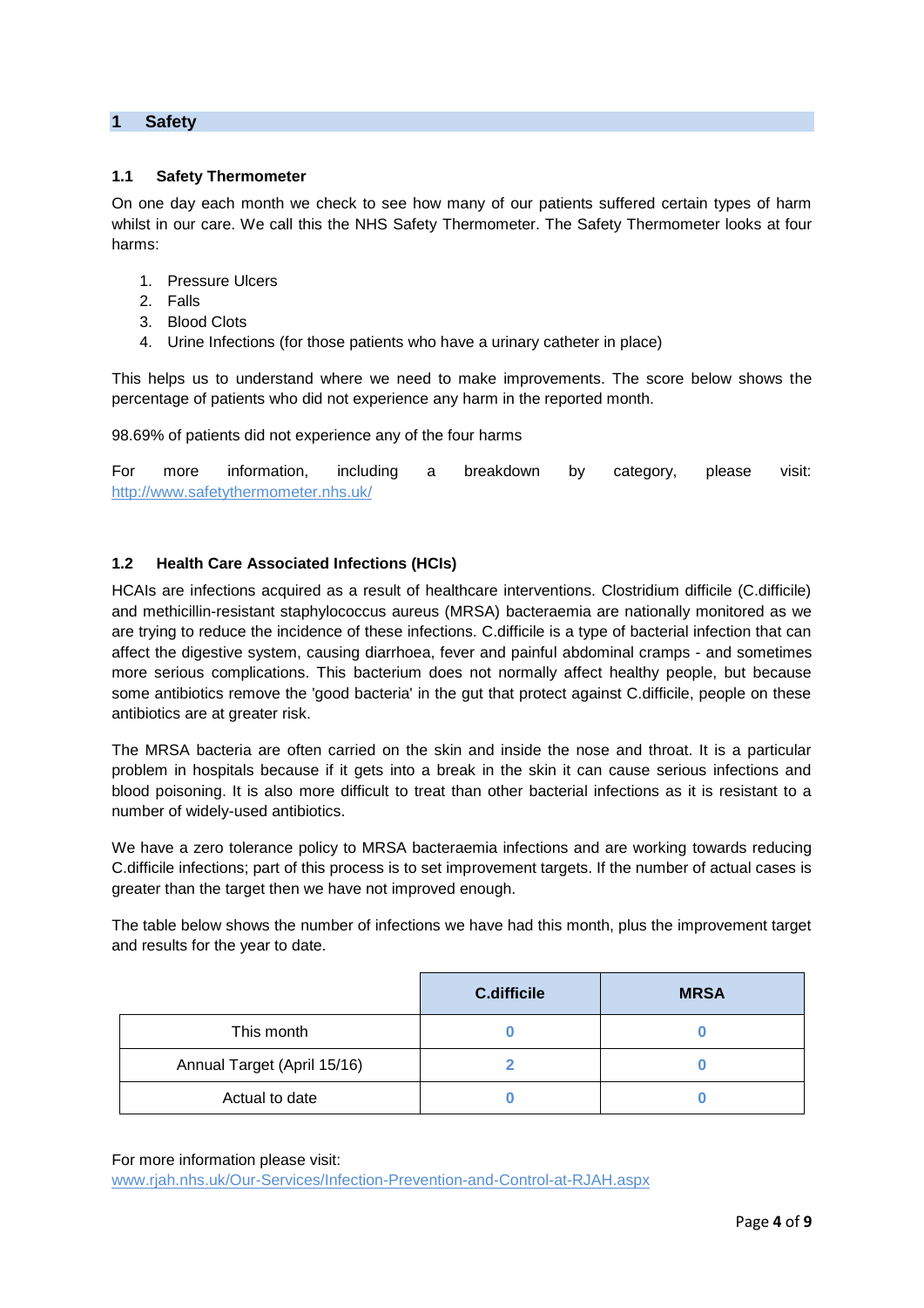## 1 Safety

### 1.1 Safety Thermometer

On one day each month we check to see how many of our patients suffered certain types of harm whilst in our care. We call this the NHS Safety Thermometer. The Safety Thermometer looks at four harms:

1. Pressure Ulcers
2. Falls
3. Blood Clots
4. Urine Infections (for those patients who have a urinary catheter in place)

This helps us to understand where we need to make improvements. The score below shows the percentage of patients who did not experience any harm in the reported month.

98.69% of patients did not experience any of the four harms

For more information, including a breakdown by category, please visit: http://www.safetythermometer.nhs.uk/

### 1.2 Health Care Associated Infections (HCIs)

HCAIs are infections acquired as a result of healthcare interventions. Clostridium difficile (C.difficile) and methicillin-resistant staphylococcus aureus (MRSA) bacteraemia are nationally monitored as we are trying to reduce the incidence of these infections. C.difficile is a type of bacterial infection that can affect the digestive system, causing diarrhoea, fever and painful abdominal cramps - and sometimes more serious complications. This bacterium does not normally affect healthy people, but because some antibiotics remove the 'good bacteria' in the gut that protect against C.difficile, people on these antibiotics are at greater risk.

The MRSA bacteria are often carried on the skin and inside the nose and throat. It is a particular problem in hospitals because if it gets into a break in the skin it can cause serious infections and blood poisoning. It is also more difficult to treat than other bacterial infections as it is resistant to a number of widely-used antibiotics.

We have a zero tolerance policy to MRSA bacteraemia infections and are working towards reducing C.difficile infections; part of this process is to set improvement targets. If the number of actual cases is greater than the target then we have not improved enough.

The table below shows the number of infections we have had this month, plus the improvement target and results for the year to date.

| | C.difficile | MRSA |
|---|---|---|
| This month | 0 | 0 |
| Annual Target (April 15/16) | 2 | 0 |
| Actual to date | 0 | 0 |

For more information please visit:
www.rjah.nhs.uk/Our-Services/Infection-Prevention-and-Control-at-RJAH.aspx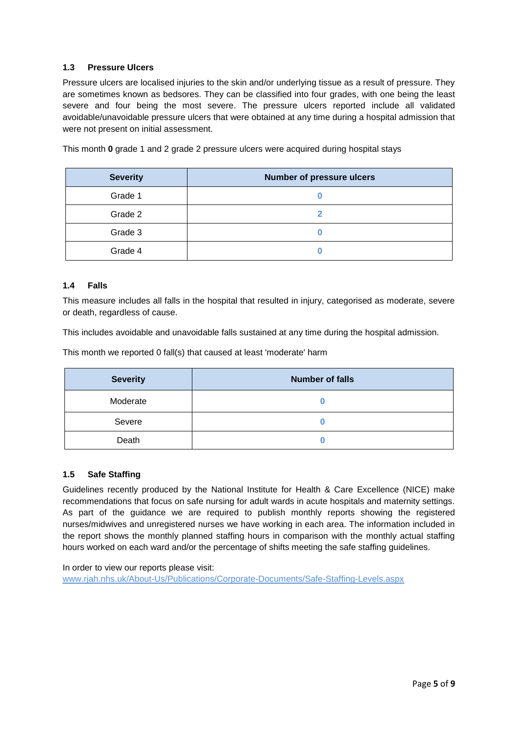### 1.3 Pressure Ulcers

Pressure ulcers are localised injuries to the skin and/or underlying tissue as a result of pressure. They are sometimes known as bedsores. They can be classified into four grades, with one being the least severe and four being the most severe. The pressure ulcers reported include all validated avoidable/unavoidable pressure ulcers that were obtained at any time during a hospital admission that were not present on initial assessment.

This month **0** grade 1 and 2 grade 2 pressure ulcers were acquired during hospital stays

| Severity | Number of pressure ulcers |
| --- | --- |
| Grade 1 | 0 |
| Grade 2 | 2 |
| Grade 3 | 0 |
| Grade 4 | 0 |

### 1.4 Falls

This measure includes all falls in the hospital that resulted in injury, categorised as moderate, severe or death, regardless of cause.

This includes avoidable and unavoidable falls sustained at any time during the hospital admission.

This month we reported 0 fall(s) that caused at least 'moderate' harm

| Severity | Number of falls |
| --- | --- |
| Moderate | 0 |
| Severe | 0 |
| Death | 0 |

### 1.5 Safe Staffing

Guidelines recently produced by the National Institute for Health & Care Excellence (NICE) make recommendations that focus on safe nursing for adult wards in acute hospitals and maternity settings. As part of the guidance we are required to publish monthly reports showing the registered nurses/midwives and unregistered nurses we have working in each area. The information included in the report shows the monthly planned staffing hours in comparison with the monthly actual staffing hours worked on each ward and/or the percentage of shifts meeting the safe staffing guidelines.

In order to view our reports please visit:
www.rjah.nhs.uk/About-Us/Publications/Corporate-Documents/Safe-Staffing-Levels.aspx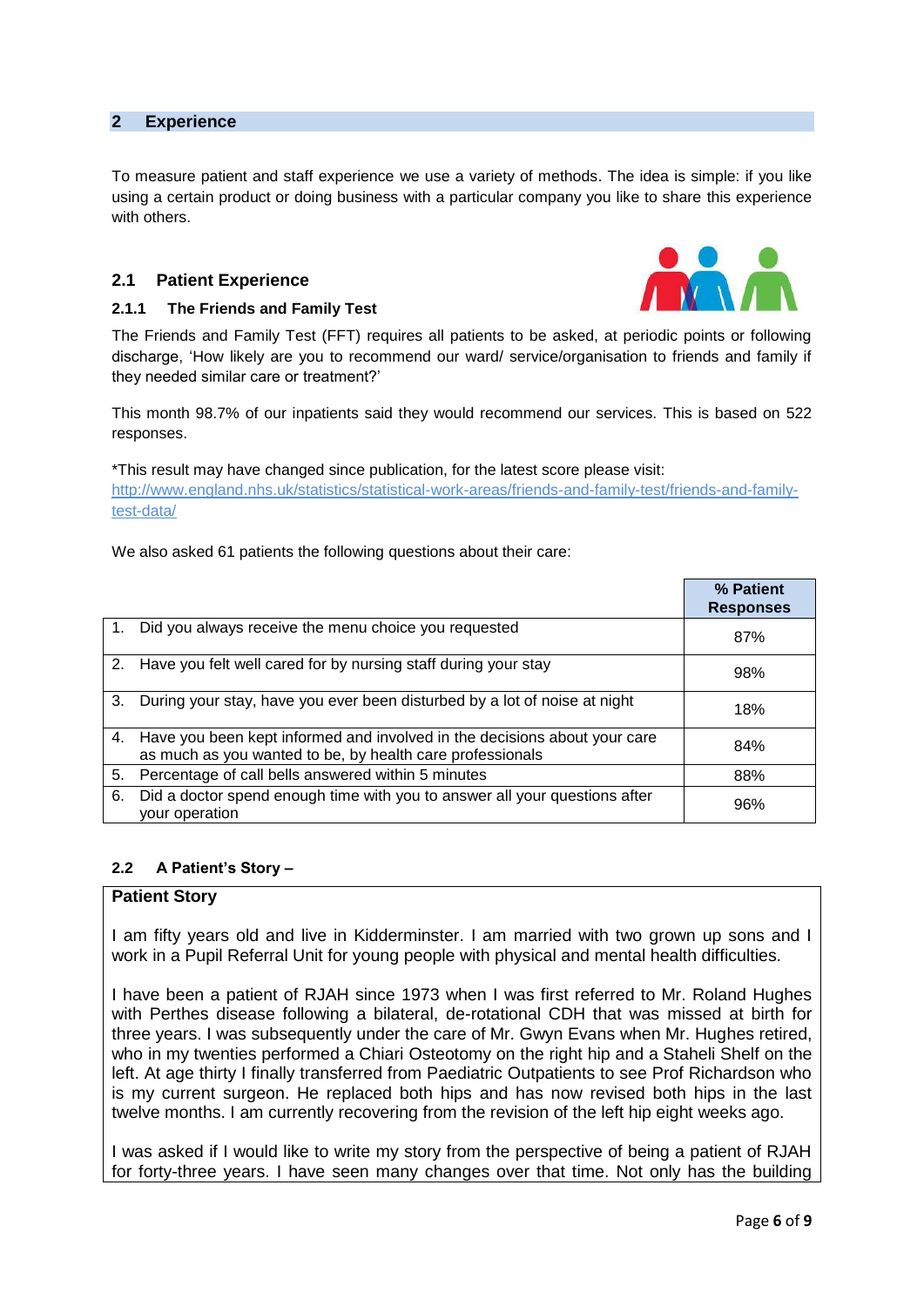## 2 Experience

To measure patient and staff experience we use a variety of methods. The idea is simple: if you like using a certain product or doing business with a particular company you like to share this experience with others.

### 2.1 Patient Experience

#### 2.1.1 The Friends and Family Test

The Friends and Family Test (FFT) requires all patients to be asked, at periodic points or following discharge, 'How likely are you to recommend our ward/ service/organisation to friends and family if they needed similar care or treatment?'

This month 98.7% of our inpatients said they would recommend our services. This is based on 522 responses.

*This result may have changed since publication, for the latest score please visit:
http://www.england.nhs.uk/statistics/statistical-work-areas/friends-and-family-test/friends-and-family-test-data/

We also asked 61 patients the following questions about their care:

| | % Patient Responses |
|---|---|
| 1. Did you always receive the menu choice you requested | 87% |
| 2. Have you felt well cared for by nursing staff during your stay | 98% |
| 3. During your stay, have you ever been disturbed by a lot of noise at night | 18% |
| 4. Have you been kept informed and involved in the decisions about your care as much as you wanted to be, by health care professionals | 84% |
| 5. Percentage of call bells answered within 5 minutes | 88% |
| 6. Did a doctor spend enough time with you to answer all your questions after your operation | 96% |

### 2.2 A Patient's Story –

**Patient Story**

I am fifty years old and live in Kidderminster. I am married with two grown up sons and I work in a Pupil Referral Unit for young people with physical and mental health difficulties.

I have been a patient of RJAH since 1973 when I was first referred to Mr. Roland Hughes with Perthes disease following a bilateral, de-rotational CDH that was missed at birth for three years. I was subsequently under the care of Mr. Gwyn Evans when Mr. Hughes retired, who in my twenties performed a Chiari Osteotomy on the right hip and a Staheli Shelf on the left. At age thirty I finally transferred from Paediatric Outpatients to see Prof Richardson who is my current surgeon. He replaced both hips and has now revised both hips in the last twelve months. I am currently recovering from the revision of the left hip eight weeks ago.

I was asked if I would like to write my story from the perspective of being a patient of RJAH for forty-three years. I have seen many changes over that time. Not only has the building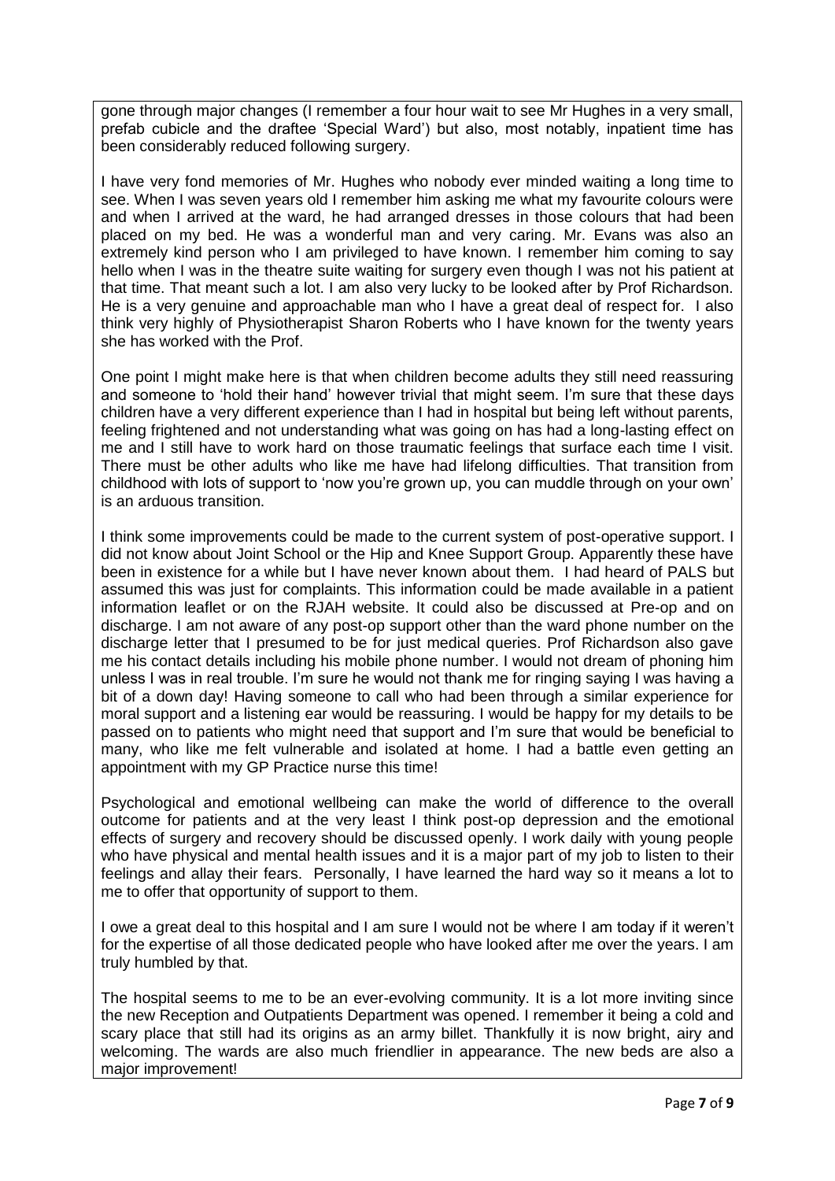gone through major changes (I remember a four hour wait to see Mr Hughes in a very small, prefab cubicle and the draftee 'Special Ward') but also, most notably, inpatient time has been considerably reduced following surgery.

I have very fond memories of Mr. Hughes who nobody ever minded waiting a long time to see. When I was seven years old I remember him asking me what my favourite colours were and when I arrived at the ward, he had arranged dresses in those colours that had been placed on my bed. He was a wonderful man and very caring. Mr. Evans was also an extremely kind person who I am privileged to have known. I remember him coming to say hello when I was in the theatre suite waiting for surgery even though I was not his patient at that time. That meant such a lot. I am also very lucky to be looked after by Prof Richardson. He is a very genuine and approachable man who I have a great deal of respect for. I also think very highly of Physiotherapist Sharon Roberts who I have known for the twenty years she has worked with the Prof.

One point I might make here is that when children become adults they still need reassuring and someone to 'hold their hand' however trivial that might seem. I'm sure that these days children have a very different experience than I had in hospital but being left without parents, feeling frightened and not understanding what was going on has had a long-lasting effect on me and I still have to work hard on those traumatic feelings that surface each time I visit. There must be other adults who like me have had lifelong difficulties. That transition from childhood with lots of support to 'now you're grown up, you can muddle through on your own' is an arduous transition.

I think some improvements could be made to the current system of post-operative support. I did not know about Joint School or the Hip and Knee Support Group. Apparently these have been in existence for a while but I have never known about them. I had heard of PALS but assumed this was just for complaints. This information could be made available in a patient information leaflet or on the RJAH website. It could also be discussed at Pre-op and on discharge. I am not aware of any post-op support other than the ward phone number on the discharge letter that I presumed to be for just medical queries. Prof Richardson also gave me his contact details including his mobile phone number. I would not dream of phoning him unless I was in real trouble. I'm sure he would not thank me for ringing saying I was having a bit of a down day! Having someone to call who had been through a similar experience for moral support and a listening ear would be reassuring. I would be happy for my details to be passed on to patients who might need that support and I'm sure that would be beneficial to many, who like me felt vulnerable and isolated at home. I had a battle even getting an appointment with my GP Practice nurse this time!

Psychological and emotional wellbeing can make the world of difference to the overall outcome for patients and at the very least I think post-op depression and the emotional effects of surgery and recovery should be discussed openly. I work daily with young people who have physical and mental health issues and it is a major part of my job to listen to their feelings and allay their fears. Personally, I have learned the hard way so it means a lot to me to offer that opportunity of support to them.

I owe a great deal to this hospital and I am sure I would not be where I am today if it weren't for the expertise of all those dedicated people who have looked after me over the years. I am truly humbled by that.

The hospital seems to me to be an ever-evolving community. It is a lot more inviting since the new Reception and Outpatients Department was opened. I remember it being a cold and scary place that still had its origins as an army billet. Thankfully it is now bright, airy and welcoming. The wards are also much friendlier in appearance. The new beds are also a major improvement!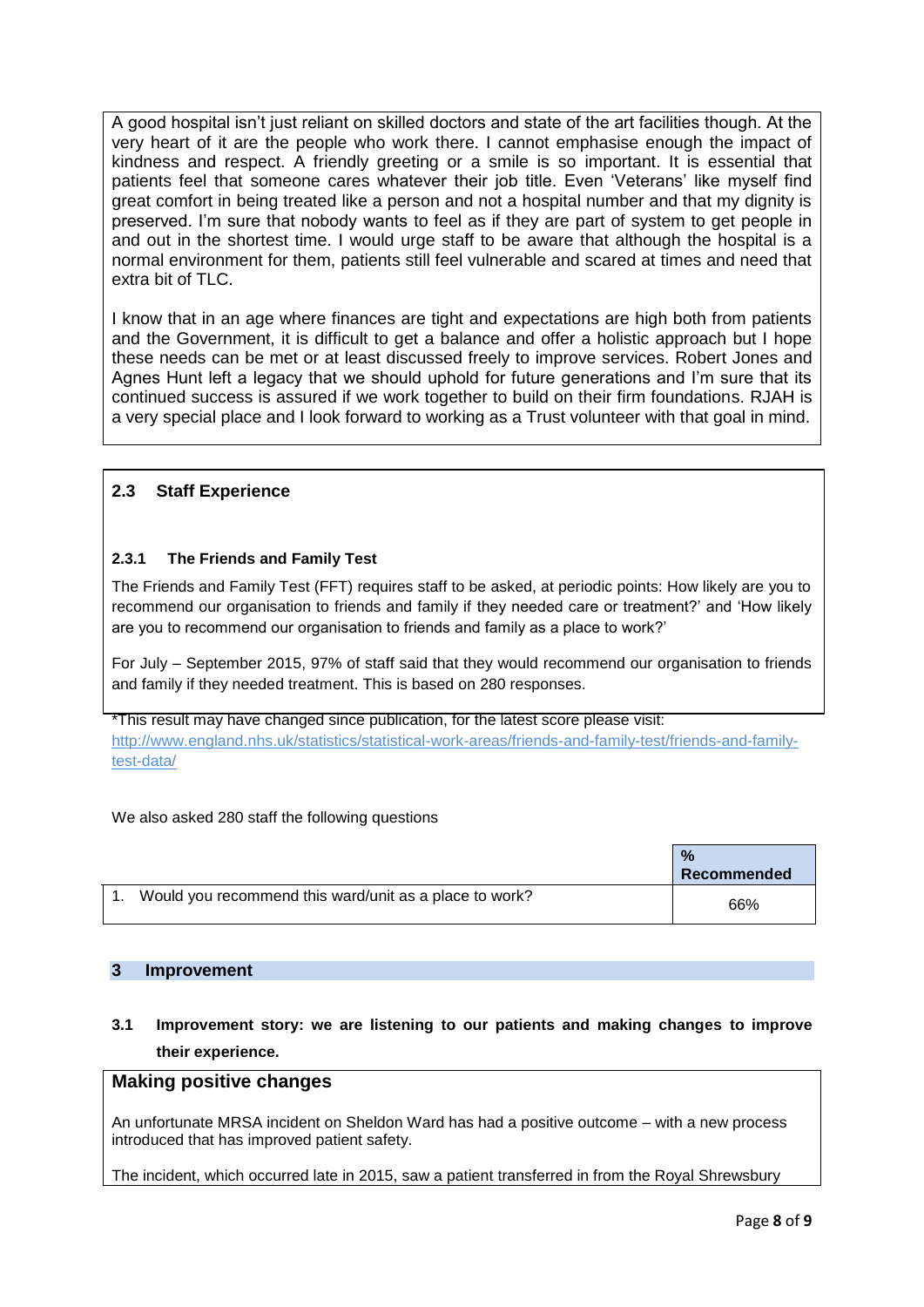A good hospital isn't just reliant on skilled doctors and state of the art facilities though. At the very heart of it are the people who work there. I cannot emphasise enough the impact of kindness and respect. A friendly greeting or a smile is so important. It is essential that patients feel that someone cares whatever their job title. Even 'Veterans' like myself find great comfort in being treated like a person and not a hospital number and that my dignity is preserved. I'm sure that nobody wants to feel as if they are part of system to get people in and out in the shortest time. I would urge staff to be aware that although the hospital is a normal environment for them, patients still feel vulnerable and scared at times and need that extra bit of TLC.

I know that in an age where finances are tight and expectations are high both from patients and the Government, it is difficult to get a balance and offer a holistic approach but I hope these needs can be met or at least discussed freely to improve services. Robert Jones and Agnes Hunt left a legacy that we should uphold for future generations and I'm sure that its continued success is assured if we work together to build on their firm foundations. RJAH is a very special place and I look forward to working as a Trust volunteer with that goal in mind.

## 2.3 Staff Experience

### 2.3.1 The Friends and Family Test

The Friends and Family Test (FFT) requires staff to be asked, at periodic points: How likely are you to recommend our organisation to friends and family if they needed care or treatment?' and 'How likely are you to recommend our organisation to friends and family as a place to work?'

For July – September 2015, 97% of staff said that they would recommend our organisation to friends and family if they needed treatment. This is based on 280 responses.

*This result may have changed since publication, for the latest score please visit: http://www.england.nhs.uk/statistics/statistical-work-areas/friends-and-family-test/friends-and-family-test-data/

We also asked 280 staff the following questions

| | % Recommended |
|---|---|
| 1. Would you recommend this ward/unit as a place to work? | 66% |

## 3 Improvement

### 3.1 Improvement story: we are listening to our patients and making changes to improve their experience.

**Making positive changes**

An unfortunate MRSA incident on Sheldon Ward has had a positive outcome – with a new process introduced that has improved patient safety.

The incident, which occurred late in 2015, saw a patient transferred in from the Royal Shrewsbury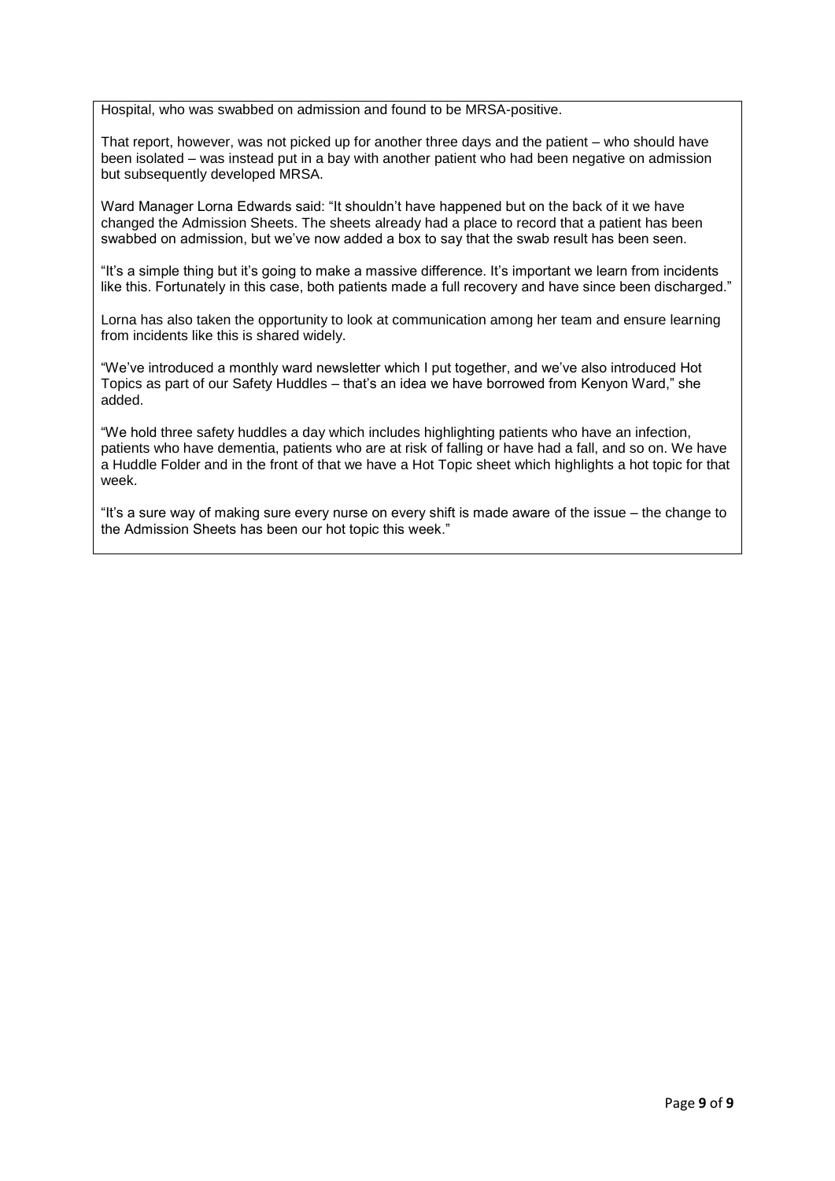Hospital, who was swabbed on admission and found to be MRSA-positive.

That report, however, was not picked up for another three days and the patient – who should have been isolated – was instead put in a bay with another patient who had been negative on admission but subsequently developed MRSA.

Ward Manager Lorna Edwards said: "It shouldn't have happened but on the back of it we have changed the Admission Sheets. The sheets already had a place to record that a patient has been swabbed on admission, but we've now added a box to say that the swab result has been seen.

"It's a simple thing but it's going to make a massive difference. It's important we learn from incidents like this. Fortunately in this case, both patients made a full recovery and have since been discharged."

Lorna has also taken the opportunity to look at communication among her team and ensure learning from incidents like this is shared widely.

"We've introduced a monthly ward newsletter which I put together, and we've also introduced Hot Topics as part of our Safety Huddles – that's an idea we have borrowed from Kenyon Ward," she added.

"We hold three safety huddles a day which includes highlighting patients who have an infection, patients who have dementia, patients who are at risk of falling or have had a fall, and so on. We have a Huddle Folder and in the front of that we have a Hot Topic sheet which highlights a hot topic for that week.

"It's a sure way of making sure every nurse on every shift is made aware of the issue – the change to the Admission Sheets has been our hot topic this week."